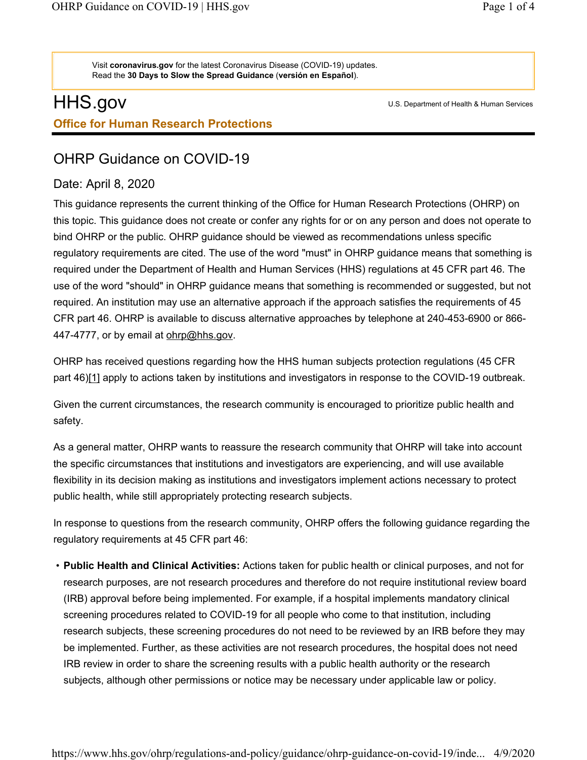Visit **coronavirus.gov** for the latest Coronavirus Disease (COVID-19) updates.
Read the **30 Days to Slow the Spread Guidance** (**versión en Español**).

HHS.gov

U.S. Department of Health & Human Services

**Office for Human Research Protections**

# OHRP Guidance on COVID-19

## Date: April 8, 2020

This guidance represents the current thinking of the Office for Human Research Protections (OHRP) on this topic. This guidance does not create or confer any rights for or on any person and does not operate to bind OHRP or the public. OHRP guidance should be viewed as recommendations unless specific regulatory requirements are cited. The use of the word "must" in OHRP guidance means that something is required under the Department of Health and Human Services (HHS) regulations at 45 CFR part 46. The use of the word "should" in OHRP guidance means that something is recommended or suggested, but not required. An institution may use an alternative approach if the approach satisfies the requirements of 45 CFR part 46. OHRP is available to discuss alternative approaches by telephone at 240-453-6900 or 866-447-4777, or by email at ohrp@hhs.gov.

OHRP has received questions regarding how the HHS human subjects protection regulations (45 CFR part 46)[1] apply to actions taken by institutions and investigators in response to the COVID-19 outbreak.

Given the current circumstances, the research community is encouraged to prioritize public health and safety.

As a general matter, OHRP wants to reassure the research community that OHRP will take into account the specific circumstances that institutions and investigators are experiencing, and will use available flexibility in its decision making as institutions and investigators implement actions necessary to protect public health, while still appropriately protecting research subjects.

In response to questions from the research community, OHRP offers the following guidance regarding the regulatory requirements at 45 CFR part 46:

- **Public Health and Clinical Activities:** Actions taken for public health or clinical purposes, and not for research purposes, are not research procedures and therefore do not require institutional review board (IRB) approval before being implemented. For example, if a hospital implements mandatory clinical screening procedures related to COVID-19 for all people who come to that institution, including research subjects, these screening procedures do not need to be reviewed by an IRB before they may be implemented. Further, as these activities are not research procedures, the hospital does not need IRB review in order to share the screening results with a public health authority or the research subjects, although other permissions or notice may be necessary under applicable law or policy.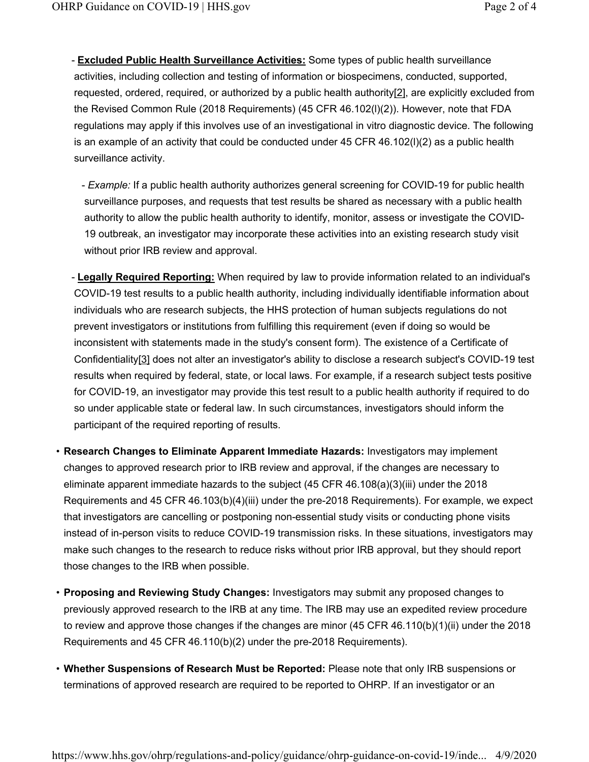- **Excluded Public Health Surveillance Activities:** Some types of public health surveillance activities, including collection and testing of information or biospecimens, conducted, supported, requested, ordered, required, or authorized by a public health authority[2], are explicitly excluded from the Revised Common Rule (2018 Requirements) (45 CFR 46.102(l)(2)). However, note that FDA regulations may apply if this involves use of an investigational in vitro diagnostic device. The following is an example of an activity that could be conducted under 45 CFR 46.102(l)(2) as a public health surveillance activity.

  - *Example:* If a public health authority authorizes general screening for COVID-19 for public health surveillance purposes, and requests that test results be shared as necessary with a public health authority to allow the public health authority to identify, monitor, assess or investigate the COVID-19 outbreak, an investigator may incorporate these activities into an existing research study visit without prior IRB review and approval.

- **Legally Required Reporting:** When required by law to provide information related to an individual's COVID-19 test results to a public health authority, including individually identifiable information about individuals who are research subjects, the HHS protection of human subjects regulations do not prevent investigators or institutions from fulfilling this requirement (even if doing so would be inconsistent with statements made in the study's consent form). The existence of a Certificate of Confidentiality[3] does not alter an investigator's ability to disclose a research subject's COVID-19 test results when required by federal, state, or local laws. For example, if a research subject tests positive for COVID-19, an investigator may provide this test result to a public health authority if required to do so under applicable state or federal law. In such circumstances, investigators should inform the participant of the required reporting of results.

- **Research Changes to Eliminate Apparent Immediate Hazards:** Investigators may implement changes to approved research prior to IRB review and approval, if the changes are necessary to eliminate apparent immediate hazards to the subject (45 CFR 46.108(a)(3)(iii) under the 2018 Requirements and 45 CFR 46.103(b)(4)(iii) under the pre-2018 Requirements). For example, we expect that investigators are cancelling or postponing non-essential study visits or conducting phone visits instead of in-person visits to reduce COVID-19 transmission risks. In these situations, investigators may make such changes to the research to reduce risks without prior IRB approval, but they should report those changes to the IRB when possible.

- **Proposing and Reviewing Study Changes:** Investigators may submit any proposed changes to previously approved research to the IRB at any time. The IRB may use an expedited review procedure to review and approve those changes if the changes are minor (45 CFR 46.110(b)(1)(ii) under the 2018 Requirements and 45 CFR 46.110(b)(2) under the pre-2018 Requirements).

- **Whether Suspensions of Research Must be Reported:** Please note that only IRB suspensions or terminations of approved research are required to be reported to OHRP. If an investigator or an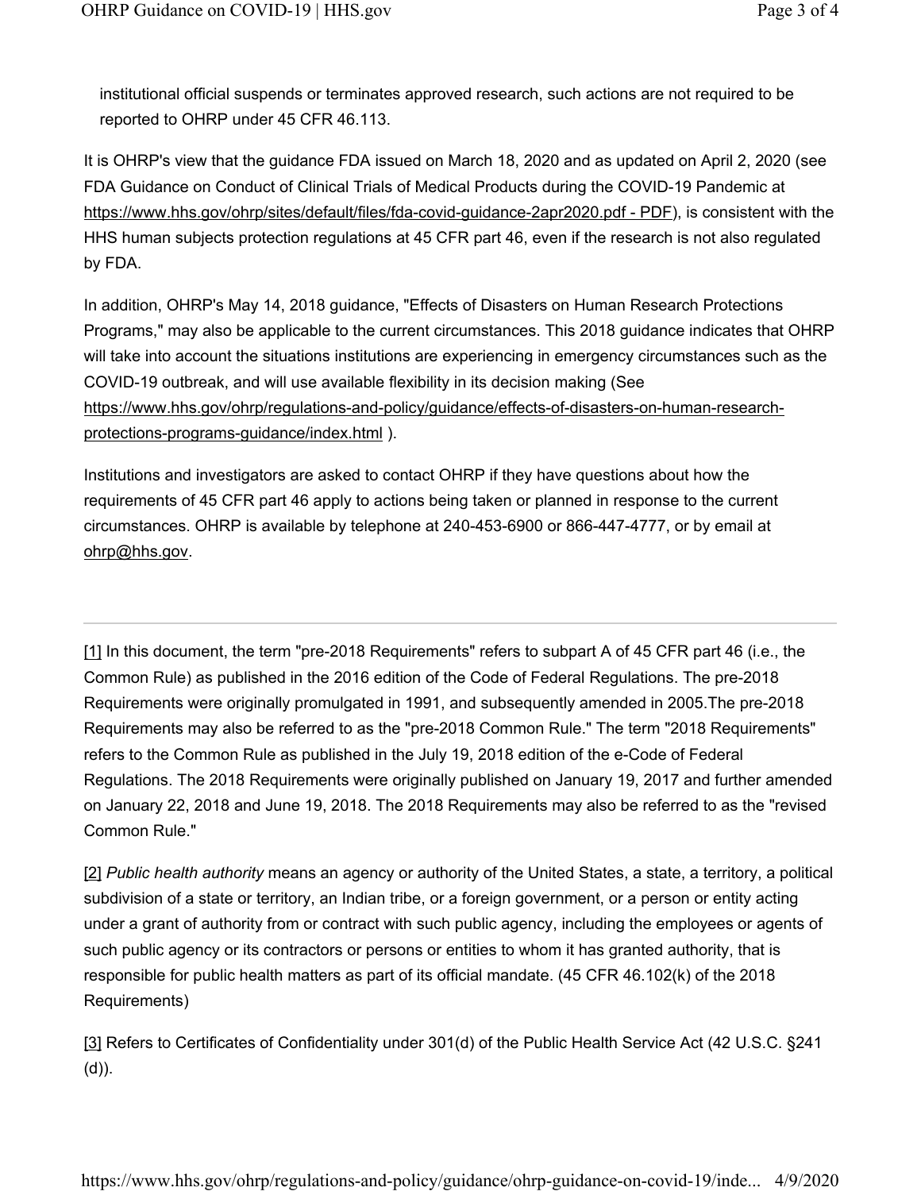institutional official suspends or terminates approved research, such actions are not required to be reported to OHRP under 45 CFR 46.113.

It is OHRP's view that the guidance FDA issued on March 18, 2020 and as updated on April 2, 2020 (see FDA Guidance on Conduct of Clinical Trials of Medical Products during the COVID-19 Pandemic at https://www.hhs.gov/ohrp/sites/default/files/fda-covid-guidance-2apr2020.pdf - PDF), is consistent with the HHS human subjects protection regulations at 45 CFR part 46, even if the research is not also regulated by FDA.

In addition, OHRP's May 14, 2018 guidance, "Effects of Disasters on Human Research Protections Programs," may also be applicable to the current circumstances. This 2018 guidance indicates that OHRP will take into account the situations institutions are experiencing in emergency circumstances such as the COVID-19 outbreak, and will use available flexibility in its decision making (See https://www.hhs.gov/ohrp/regulations-and-policy/guidance/effects-of-disasters-on-human-research-protections-programs-guidance/index.html ).

Institutions and investigators are asked to contact OHRP if they have questions about how the requirements of 45 CFR part 46 apply to actions being taken or planned in response to the current circumstances. OHRP is available by telephone at 240-453-6900 or 866-447-4777, or by email at ohrp@hhs.gov.

---

[1] In this document, the term "pre-2018 Requirements" refers to subpart A of 45 CFR part 46 (i.e., the Common Rule) as published in the 2016 edition of the Code of Federal Regulations. The pre-2018 Requirements were originally promulgated in 1991, and subsequently amended in 2005.The pre-2018 Requirements may also be referred to as the "pre-2018 Common Rule." The term "2018 Requirements" refers to the Common Rule as published in the July 19, 2018 edition of the e-Code of Federal Regulations. The 2018 Requirements were originally published on January 19, 2017 and further amended on January 22, 2018 and June 19, 2018. The 2018 Requirements may also be referred to as the "revised Common Rule."

[2] *Public health authority* means an agency or authority of the United States, a state, a territory, a political subdivision of a state or territory, an Indian tribe, or a foreign government, or a person or entity acting under a grant of authority from or contract with such public agency, including the employees or agents of such public agency or its contractors or persons or entities to whom it has granted authority, that is responsible for public health matters as part of its official mandate. (45 CFR 46.102(k) of the 2018 Requirements)

[3] Refers to Certificates of Confidentiality under 301(d) of the Public Health Service Act (42 U.S.C. §241 (d)).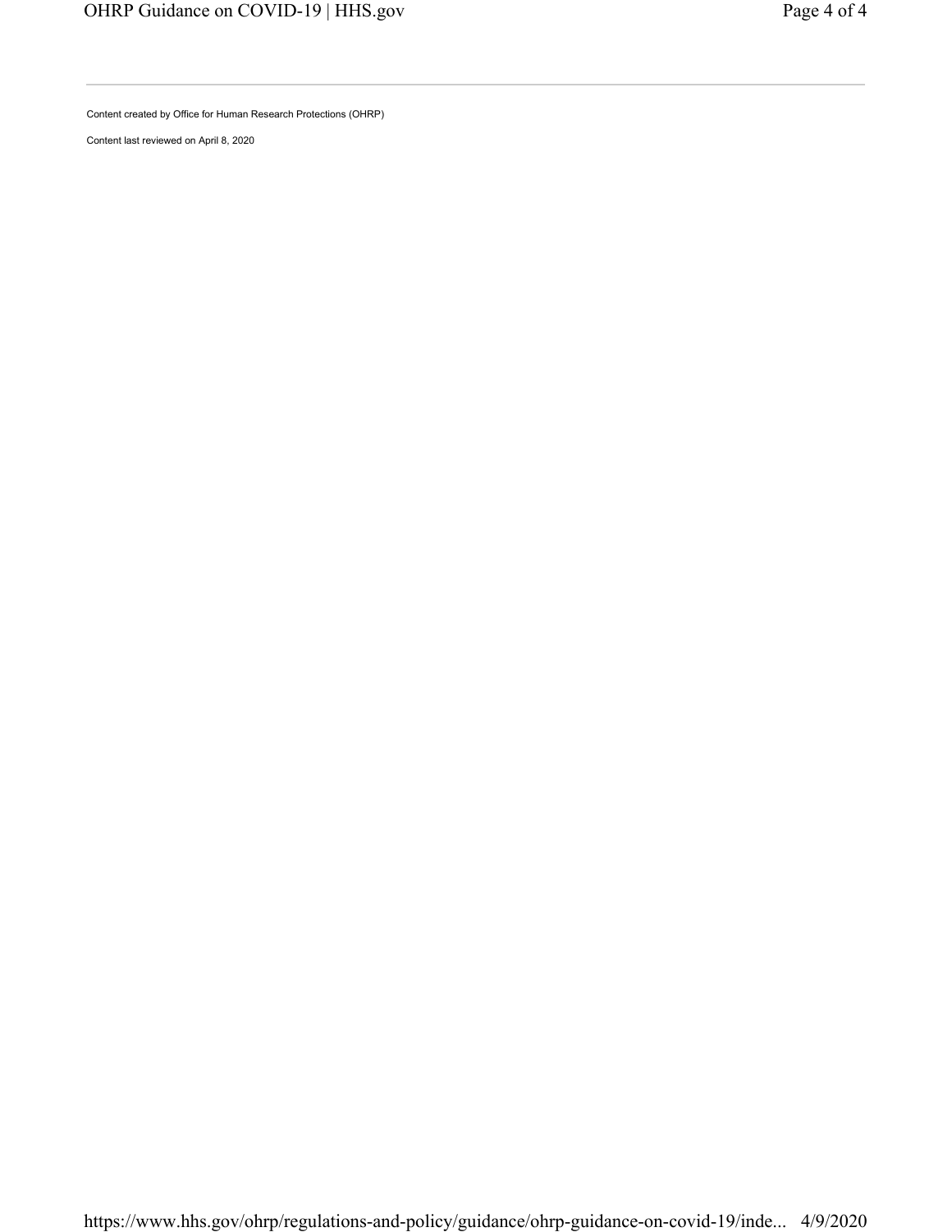---

Content created by Office for Human Research Protections (OHRP)

Content last reviewed on April 8, 2020